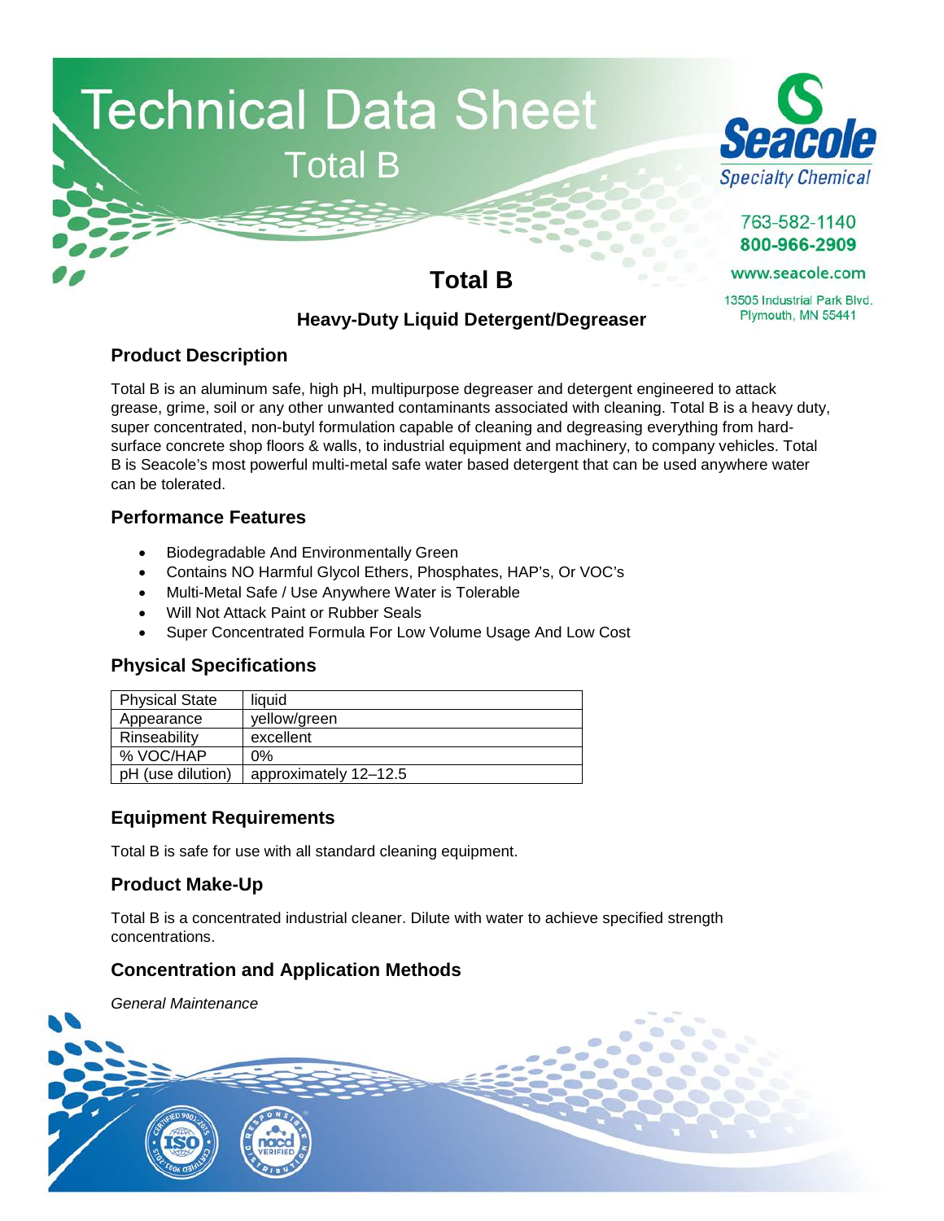# Technical Data Sheet

Total B

**Seacole** Specialty Chemical

763-582-1140
800-966-2909
www.seacole.com
13505 Industrial Park Blvd.
Plymouth, MN 55441

## Total B

### Heavy-Duty Liquid Detergent/Degreaser

### Product Description

Total B is an aluminum safe, high pH, multipurpose degreaser and detergent engineered to attack grease, grime, soil or any other unwanted contaminants associated with cleaning. Total B is a heavy duty, super concentrated, non-butyl formulation capable of cleaning and degreasing everything from hard-surface concrete shop floors & walls, to industrial equipment and machinery, to company vehicles. Total B is Seacole's most powerful multi-metal safe water based detergent that can be used anywhere water can be tolerated.

### Performance Features

- Biodegradable And Environmentally Green
- Contains NO Harmful Glycol Ethers, Phosphates, HAP's, Or VOC's
- Multi-Metal Safe / Use Anywhere Water is Tolerable
- Will Not Attack Paint or Rubber Seals
- Super Concentrated Formula For Low Volume Usage And Low Cost

### Physical Specifications

| Physical State | liquid |
|---|---|
| Appearance | yellow/green |
| Rinseability | excellent |
| % VOC/HAP | 0% |
| pH (use dilution) | approximately 12–12.5 |

### Equipment Requirements

Total B is safe for use with all standard cleaning equipment.

### Product Make-Up

Total B is a concentrated industrial cleaner. Dilute with water to achieve specified strength concentrations.

### Concentration and Application Methods

*General Maintenance*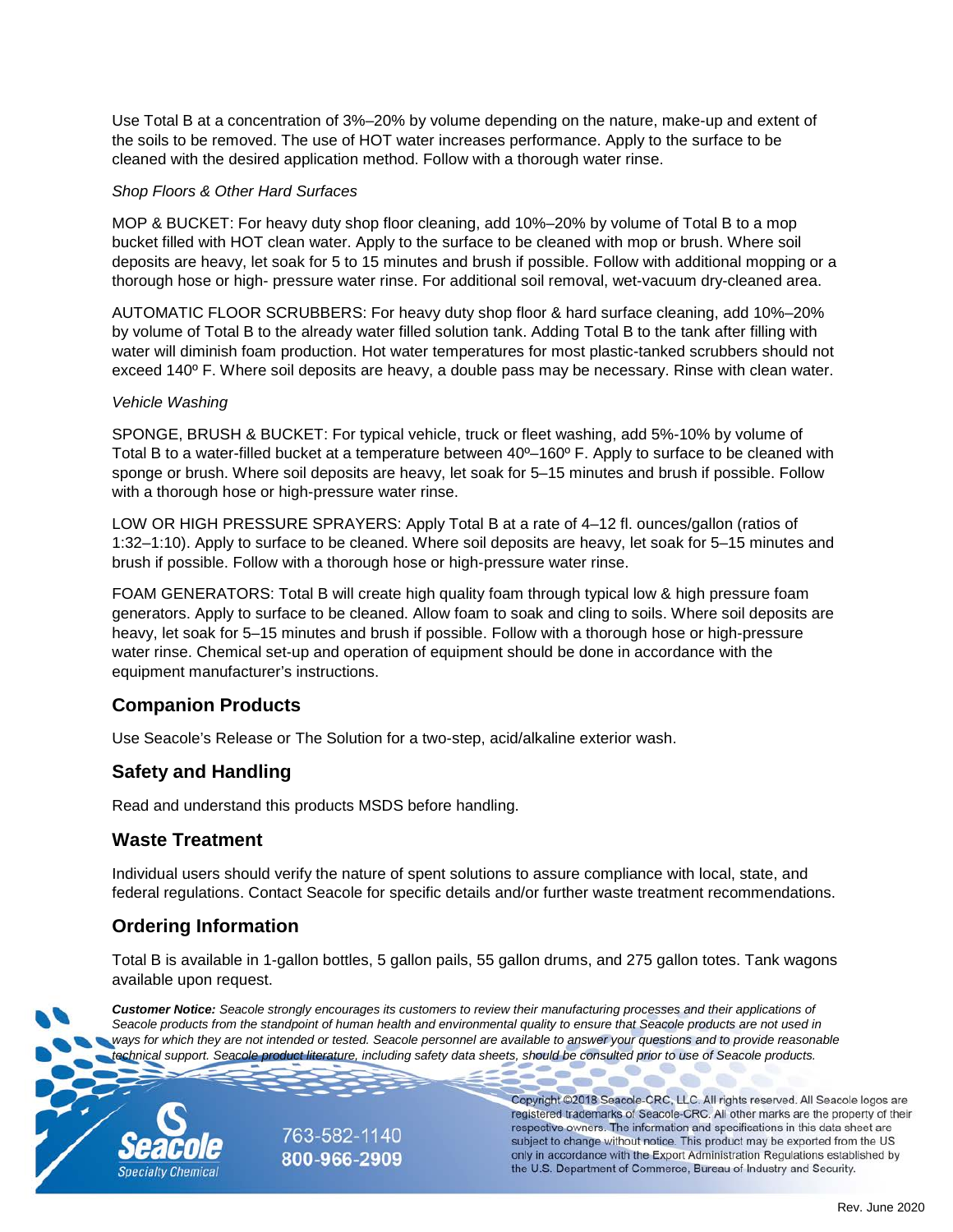Use Total B at a concentration of 3%–20% by volume depending on the nature, make-up and extent of the soils to be removed. The use of HOT water increases performance. Apply to the surface to be cleaned with the desired application method. Follow with a thorough water rinse.

*Shop Floors & Other Hard Surfaces*

MOP & BUCKET: For heavy duty shop floor cleaning, add 10%–20% by volume of Total B to a mop bucket filled with HOT clean water. Apply to the surface to be cleaned with mop or brush. Where soil deposits are heavy, let soak for 5 to 15 minutes and brush if possible. Follow with additional mopping or a thorough hose or high- pressure water rinse. For additional soil removal, wet-vacuum dry-cleaned area.

AUTOMATIC FLOOR SCRUBBERS: For heavy duty shop floor & hard surface cleaning, add 10%–20% by volume of Total B to the already water filled solution tank. Adding Total B to the tank after filling with water will diminish foam production. Hot water temperatures for most plastic-tanked scrubbers should not exceed 140º F. Where soil deposits are heavy, a double pass may be necessary. Rinse with clean water.

*Vehicle Washing*

SPONGE, BRUSH & BUCKET: For typical vehicle, truck or fleet washing, add 5%-10% by volume of Total B to a water-filled bucket at a temperature between 40º–160º F. Apply to surface to be cleaned with sponge or brush. Where soil deposits are heavy, let soak for 5–15 minutes and brush if possible. Follow with a thorough hose or high-pressure water rinse.

LOW OR HIGH PRESSURE SPRAYERS: Apply Total B at a rate of 4–12 fl. ounces/gallon (ratios of 1:32–1:10). Apply to surface to be cleaned. Where soil deposits are heavy, let soak for 5–15 minutes and brush if possible. Follow with a thorough hose or high-pressure water rinse.

FOAM GENERATORS: Total B will create high quality foam through typical low & high pressure foam generators. Apply to surface to be cleaned. Allow foam to soak and cling to soils. Where soil deposits are heavy, let soak for 5–15 minutes and brush if possible. Follow with a thorough hose or high-pressure water rinse. Chemical set-up and operation of equipment should be done in accordance with the equipment manufacturer's instructions.

## Companion Products

Use Seacole's Release or The Solution for a two-step, acid/alkaline exterior wash.

## Safety and Handling

Read and understand this products MSDS before handling.

## Waste Treatment

Individual users should verify the nature of spent solutions to assure compliance with local, state, and federal regulations. Contact Seacole for specific details and/or further waste treatment recommendations.

## Ordering Information

Total B is available in 1-gallon bottles, 5 gallon pails, 55 gallon drums, and 275 gallon totes. Tank wagons available upon request.

***Customer Notice:*** *Seacole strongly encourages its customers to review their manufacturing processes and their applications of Seacole products from the standpoint of human health and environmental quality to ensure that Seacole products are not used in ways for which they are not intended or tested. Seacole personnel are available to answer your questions and to provide reasonable technical support. Seacole product literature, including safety data sheets, should be consulted prior to use of Seacole products.*

Seacole Specialty Chemical

763-582-1140
800-966-2909

Copyright ©2018 Seacole-CRC, LLC. All rights reserved. All Seacole logos are registered trademarks of Seacole-CRC. All other marks are the property of their respective owners. The information and specifications in this data sheet are subject to change without notice. This product may be exported from the US only in accordance with the Export Administration Regulations established by the U.S. Department of Commerce, Bureau of Industry and Security.

Rev. June 2020